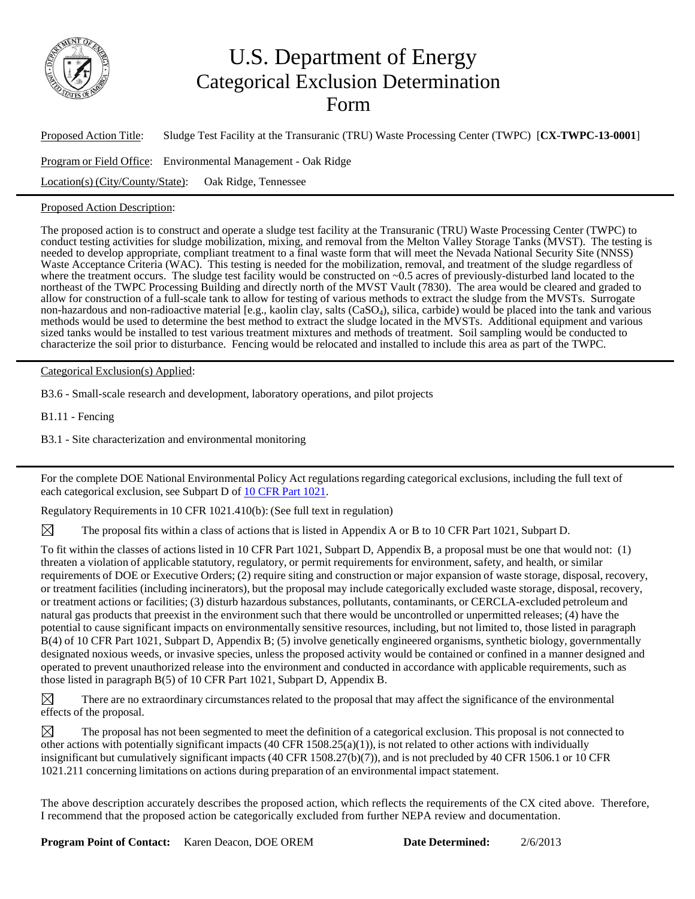# U.S. Department of Energy Categorical Exclusion Determination Form

Proposed Action Title: Sludge Test Facility at the Transuranic (TRU) Waste Processing Center (TWPC) [**CX-TWPC-13-0001**]

Program or Field Office: Environmental Management - Oak Ridge

Location(s) (City/County/State): Oak Ridge, Tennessee

---

Proposed Action Description:

The proposed action is to construct and operate a sludge test facility at the Transuranic (TRU) Waste Processing Center (TWPC) to conduct testing activities for sludge mobilization, mixing, and removal from the Melton Valley Storage Tanks (MVST). The testing is needed to develop appropriate, compliant treatment to a final waste form that will meet the Nevada National Security Site (NNSS) Waste Acceptance Criteria (WAC). This testing is needed for the mobilization, removal, and treatment of the sludge regardless of where the treatment occurs. The sludge test facility would be constructed on ~0.5 acres of previously-disturbed land located to the northeast of the TWPC Processing Building and directly north of the MVST Vault (7830). The area would be cleared and graded to allow for construction of a full-scale tank to allow for testing of various methods to extract the sludge from the MVSTs. Surrogate non-hazardous and non-radioactive material [e.g., kaolin clay, salts ($CaSO_4$), silica, carbide) would be placed into the tank and various methods would be used to determine the best method to extract the sludge located in the MVSTs. Additional equipment and various sized tanks would be installed to test various treatment mixtures and methods of treatment. Soil sampling would be conducted to characterize the soil prior to disturbance. Fencing would be relocated and installed to include this area as part of the TWPC.

---

Categorical Exclusion(s) Applied:

B3.6 - Small-scale research and development, laboratory operations, and pilot projects

B1.11 - Fencing

B3.1 - Site characterization and environmental monitoring

---

For the complete DOE National Environmental Policy Act regulations regarding categorical exclusions, including the full text of each categorical exclusion, see Subpart D of 10 CFR Part 1021.

Regulatory Requirements in 10 CFR 1021.410(b): (See full text in regulation)

☒ The proposal fits within a class of actions that is listed in Appendix A or B to 10 CFR Part 1021, Subpart D.

To fit within the classes of actions listed in 10 CFR Part 1021, Subpart D, Appendix B, a proposal must be one that would not: (1) threaten a violation of applicable statutory, regulatory, or permit requirements for environment, safety, and health, or similar requirements of DOE or Executive Orders; (2) require siting and construction or major expansion of waste storage, disposal, recovery, or treatment facilities (including incinerators), but the proposal may include categorically excluded waste storage, disposal, recovery, or treatment actions or facilities; (3) disturb hazardous substances, pollutants, contaminants, or CERCLA-excluded petroleum and natural gas products that preexist in the environment such that there would be uncontrolled or unpermitted releases; (4) have the potential to cause significant impacts on environmentally sensitive resources, including, but not limited to, those listed in paragraph B(4) of 10 CFR Part 1021, Subpart D, Appendix B; (5) involve genetically engineered organisms, synthetic biology, governmentally designated noxious weeds, or invasive species, unless the proposed activity would be contained or confined in a manner designed and operated to prevent unauthorized release into the environment and conducted in accordance with applicable requirements, such as those listed in paragraph B(5) of 10 CFR Part 1021, Subpart D, Appendix B.

☒ There are no extraordinary circumstances related to the proposal that may affect the significance of the environmental effects of the proposal.

☒ The proposal has not been segmented to meet the definition of a categorical exclusion. This proposal is not connected to other actions with potentially significant impacts (40 CFR 1508.25(a)(1)), is not related to other actions with individually insignificant but cumulatively significant impacts (40 CFR 1508.27(b)(7)), and is not precluded by 40 CFR 1506.1 or 10 CFR 1021.211 concerning limitations on actions during preparation of an environmental impact statement.

The above description accurately describes the proposed action, which reflects the requirements of the CX cited above. Therefore, I recommend that the proposed action be categorically excluded from further NEPA review and documentation.

**Program Point of Contact:** Karen Deacon, DOE OREM **Date Determined:** 2/6/2013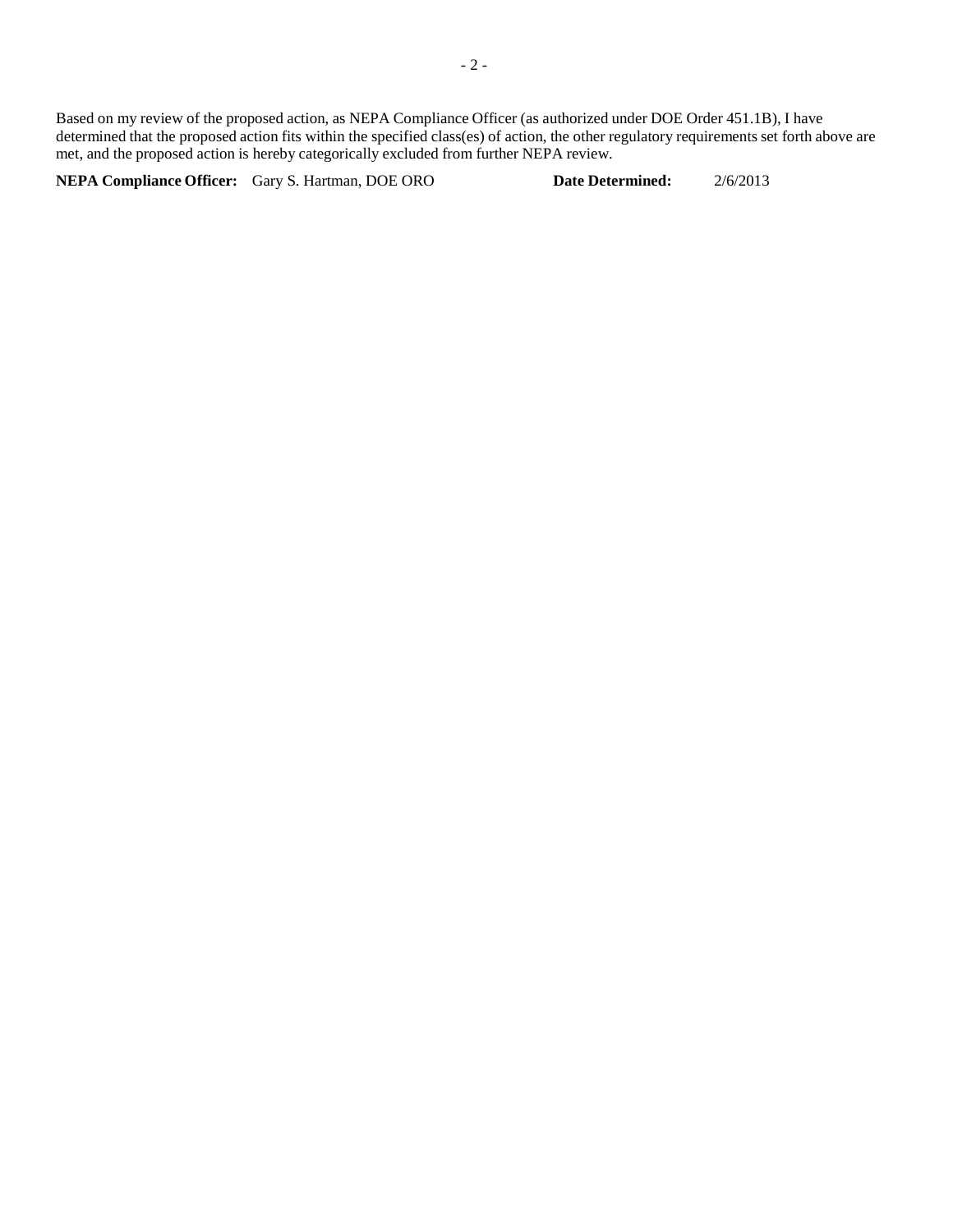Based on my review of the proposed action, as NEPA Compliance Officer (as authorized under DOE Order 451.1B), I have determined that the proposed action fits within the specified class(es) of action, the other regulatory requirements set forth above are met, and the proposed action is hereby categorically excluded from further NEPA review.

**NEPA Compliance Officer:** Gary S. Hartman, DOE ORO **Date Determined:** 2/6/2013